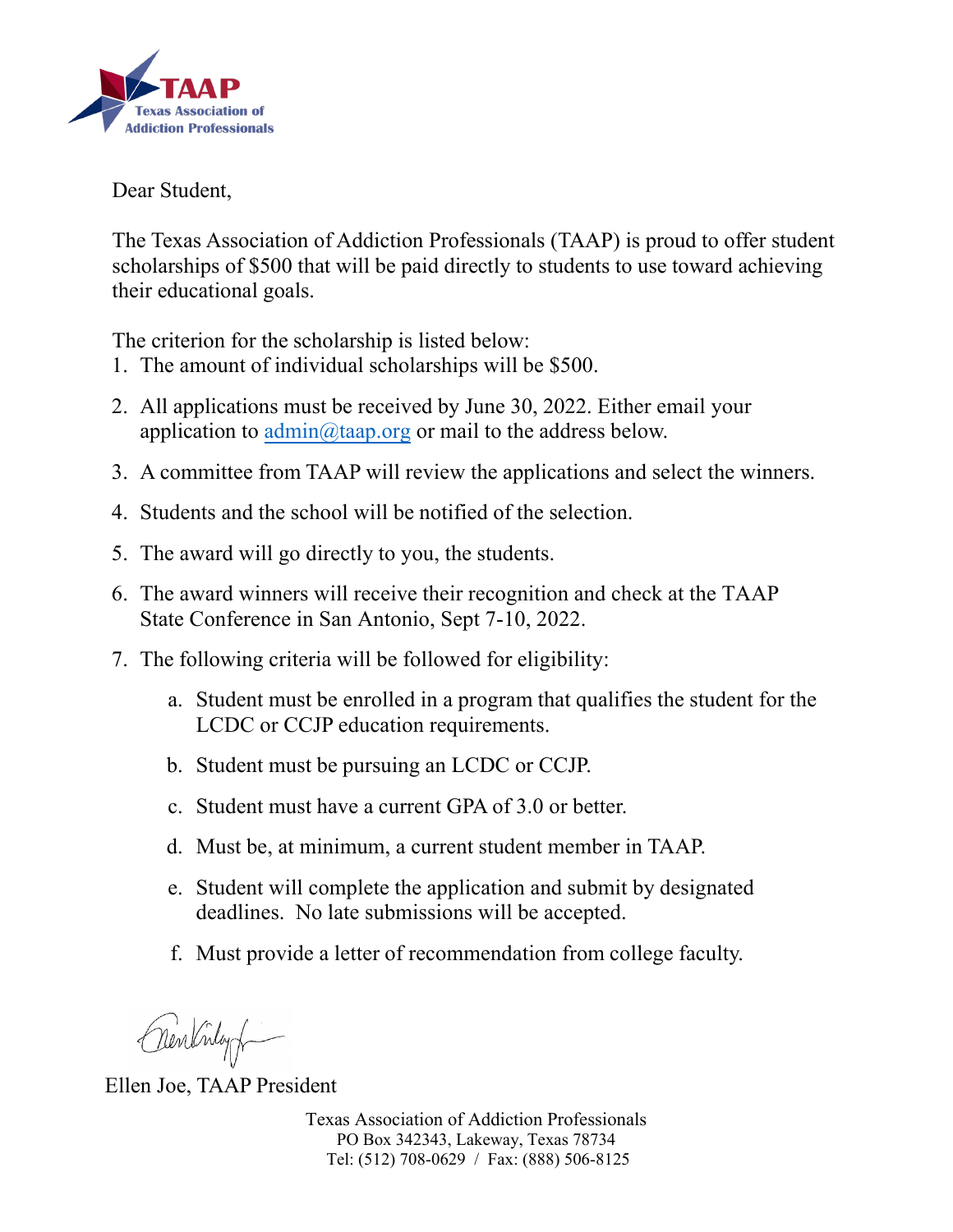TAAP
Texas Association of Addiction Professionals

Dear Student,

The Texas Association of Addiction Professionals (TAAP) is proud to offer student scholarships of $500 that will be paid directly to students to use toward achieving their educational goals.

The criterion for the scholarship is listed below:

1. The amount of individual scholarships will be $500.
2. All applications must be received by June 30, 2022. Either email your application to admin@taap.org or mail to the address below.
3. A committee from TAAP will review the applications and select the winners.
4. Students and the school will be notified of the selection.
5. The award will go directly to you, the students.
6. The award winners will receive their recognition and check at the TAAP State Conference in San Antonio, Sept 7-10, 2022.
7. The following criteria will be followed for eligibility:
   a. Student must be enrolled in a program that qualifies the student for the LCDC or CCJP education requirements.
   b. Student must be pursuing an LCDC or CCJP.
   c. Student must have a current GPA of 3.0 or better.
   d. Must be, at minimum, a current student member in TAAP.
   e. Student will complete the application and submit by designated deadlines. No late submissions will be accepted.
   f. Must provide a letter of recommendation from college faculty.

Ellen Joe, TAAP President

Texas Association of Addiction Professionals
PO Box 342343, Lakeway, Texas 78734
Tel: (512) 708-0629 / Fax: (888) 506-8125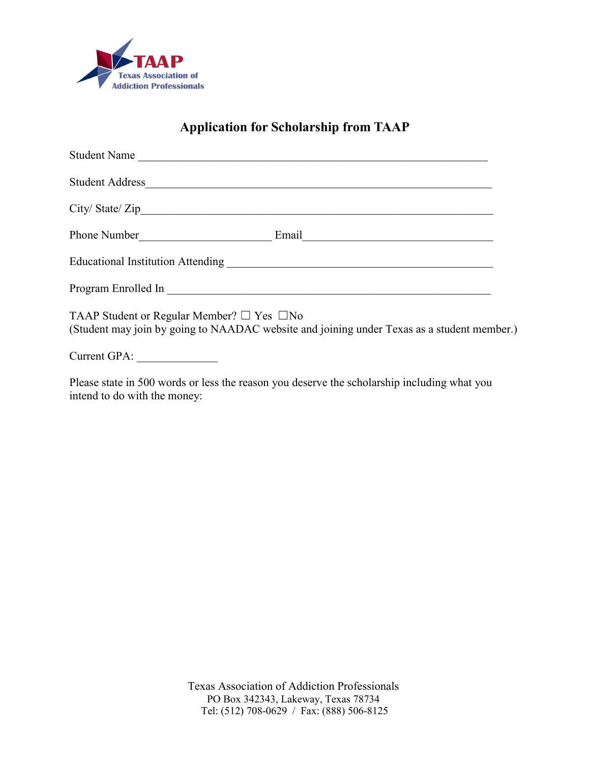TAAP
Texas Association of Addiction Professionals

# Application for Scholarship from TAAP

Student Name ___________________________________________________________

Student Address_________________________________________________________

City/ State/ Zip_________________________________________________________

Phone Number______________________ Email_______________________________

Educational Institution Attending _______________________________________________

Program Enrolled In ______________________________________________________

TAAP Student or Regular Member? ☐ Yes ☐No
(Student may join by going to NAADAC website and joining under Texas as a student member.)

Current GPA: ______________

Please state in 500 words or less the reason you deserve the scholarship including what you intend to do with the money:

Texas Association of Addiction Professionals
PO Box 342343, Lakeway, Texas 78734
Tel: (512) 708-0629 / Fax: (888) 506-8125